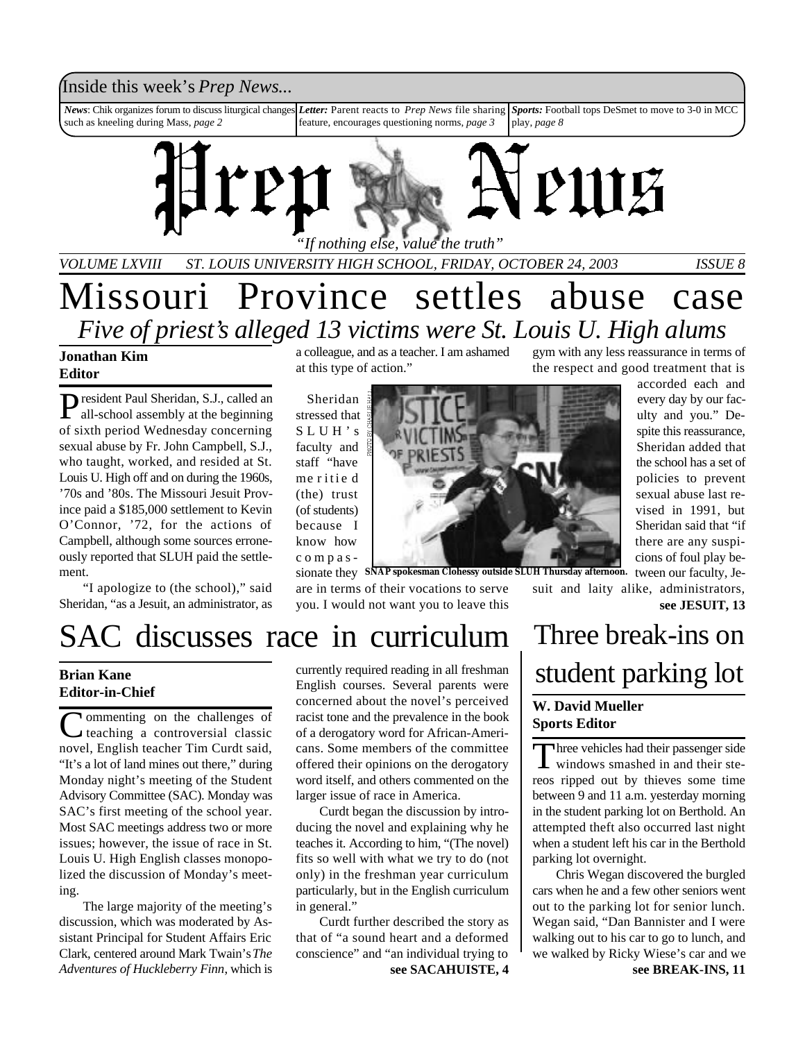Inside this week's *Prep News...*

***News***: Chik organizes forum to discuss liturgical changes such as kneeling during Mass, *page 2*

***Letter:*** Parent reacts to *Prep News* file sharing feature, encourages questioning norms, *page 3*

***Sports:*** Football tops DeSmet to move to 3-0 in MCC play, *page 8*

# Prep News

*"If nothing else, value the truth"*

*VOLUME LXVIII ST. LOUIS UNIVERSITY HIGH SCHOOL, FRIDAY, OCTOBER 24, 2003 ISSUE 8*

# Missouri Province settles abuse case

## *Five of priest's alleged 13 victims were St. Louis U. High alums*

**Jonathan Kim**
**Editor**

President Paul Sheridan, S.J., called an all-school assembly at the beginning of sixth period Wednesday concerning sexual abuse by Fr. John Campbell, S.J., who taught, worked, and resided at St. Louis U. High off and on during the 1960s, '70s and '80s. The Missouri Jesuit Province paid a $185,000 settlement to Kevin O'Connor, '72, for the actions of Campbell, although some sources erroneously reported that SLUH paid the settlement.

"I apologize to (the school)," said Sheridan, "as a Jesuit, an administrator, as a colleague, and as a teacher. I am ashamed at this type of action."

Sheridan stressed that SLUH's faculty and staff "have meritied (the) trust (of students) because I know how compassionate they are in terms of their vocations to serve you. I would not want you to leave this gym with any less reassurance in terms of the respect and good treatment that is accorded each and every day by our faculty and you." Despite this reassurance, Sheridan added that the school has a set of policies to prevent sexual abuse last revised in 1991, but Sheridan said that "if there are any suspicions of foul play between our faculty, Jesuit and laity alike, administrators,

**see JESUIT, 13**

PHOTO BY CHARLIE HALL

**SNAP spokesman Clohessy outside SLUH Thursday afternoon.**

# SAC discusses race in curriculum

**Brian Kane**
**Editor-in-Chief**

Commenting on the challenges of teaching a controversial classic novel, English teacher Tim Curdt said, "It's a lot of land mines out there," during Monday night's meeting of the Student Advisory Committee (SAC). Monday was SAC's first meeting of the school year. Most SAC meetings address two or more issues; however, the issue of race in St. Louis U. High English classes monopolized the discussion of Monday's meeting.

The large majority of the meeting's discussion, which was moderated by Assistant Principal for Student Affairs Eric Clark, centered around Mark Twain's *The Adventures of Huckleberry Finn*, which is currently required reading in all freshman English courses. Several parents were concerned about the novel's perceived racist tone and the prevalence in the book of a derogatory word for African-Americans. Some members of the committee offered their opinions on the derogatory word itself, and others commented on the larger issue of race in America.

Curdt began the discussion by introducing the novel and explaining why he teaches it. According to him, "(The novel) fits so well with what we try to do (not only) in the freshman year curriculum particularly, but in the English curriculum in general."

Curdt further described the story as that of "a sound heart and a deformed conscience" and "an individual trying to

**see SACAHUISTE, 4**

# Three break-ins on student parking lot

**W. David Mueller**
**Sports Editor**

Three vehicles had their passenger side windows smashed in and their stereos ripped out by thieves some time between 9 and 11 a.m. yesterday morning in the student parking lot on Berthold. An attempted theft also occurred last night when a student left his car in the Berthold parking lot overnight.

Chris Wegan discovered the burgled cars when he and a few other seniors went out to the parking lot for senior lunch. Wegan said, "Dan Bannister and I were walking out to his car to go to lunch, and we walked by Ricky Wiese's car and we

**see BREAK-INS, 11**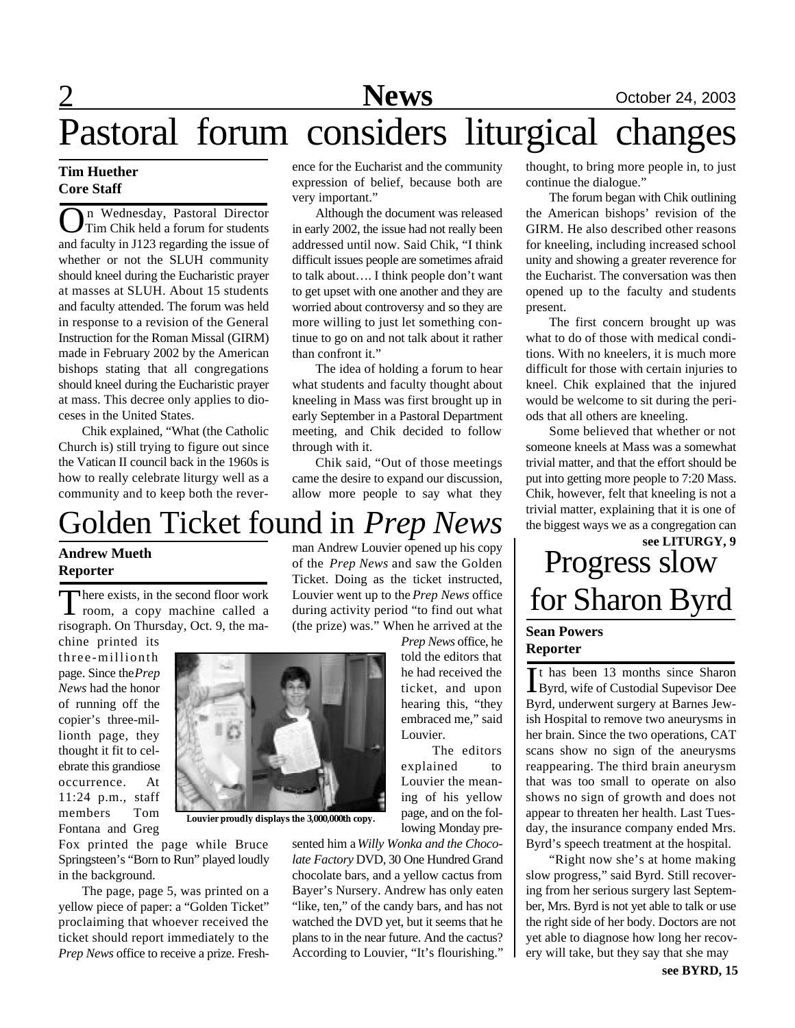# Pastoral forum considers liturgical changes

**Tim Huether**
**Core Staff**

On Wednesday, Pastoral Director Tim Chik held a forum for students and faculty in J123 regarding the issue of whether or not the SLUH community should kneel during the Eucharistic prayer at masses at SLUH. About 15 students and faculty attended. The forum was held in response to a revision of the General Instruction for the Roman Missal (GIRM) made in February 2002 by the American bishops stating that all congregations should kneel during the Eucharistic prayer at mass. This decree only applies to dioceses in the United States.

Chik explained, "What (the Catholic Church is) still trying to figure out since the Vatican II council back in the 1960s is how to really celebrate liturgy well as a community and to keep both the reverence for the Eucharist and the community expression of belief, because both are very important."

Although the document was released in early 2002, the issue had not really been addressed until now. Said Chik, "I think difficult issues people are sometimes afraid to talk about…. I think people don't want to get upset with one another and they are worried about controversy and so they are more willing to just let something continue to go on and not talk about it rather than confront it."

The idea of holding a forum to hear what students and faculty thought about kneeling in Mass was first brought up in early September in a Pastoral Department meeting, and Chik decided to follow through with it.

Chik said, "Out of those meetings came the desire to expand our discussion, allow more people to say what they thought, to bring more people in, to just continue the dialogue."

The forum began with Chik outlining the American bishops' revision of the GIRM. He also described other reasons for kneeling, including increased school unity and showing a greater reverence for the Eucharist. The conversation was then opened up to the faculty and students present.

The first concern brought up was what to do of those with medical conditions. With no kneelers, it is much more difficult for those with certain injuries to kneel. Chik explained that the injured would be welcome to sit during the periods that all others are kneeling.

Some believed that whether or not someone kneels at Mass was a somewhat trivial matter, and that the effort should be put into getting more people to 7:20 Mass. Chik, however, felt that kneeling is not a trivial matter, explaining that it is one of the biggest ways we as a congregation can

**see LITURGY, 9**

# Golden Ticket found in *Prep News*

**Andrew Mueth**
**Reporter**

There exists, in the second floor work room, a copy machine called a risograph. On Thursday, Oct. 9, the machine printed its three-millionth page. Since the *Prep News* had the honor of running off the copier's three-millionth page, they thought it fit to celebrate this grandiose occurrence. At 11:24 p.m., staff members Tom Fontana and Greg Fox printed the page while Bruce Springsteen's "Born to Run" played loudly in the background.

The page, page 5, was printed on a yellow piece of paper: a "Golden Ticket" proclaiming that whoever received the ticket should report immediately to the *Prep News* office to receive a prize. Freshman Andrew Louvier opened up his copy of the *Prep News* and saw the Golden Ticket. Doing as the ticket instructed, Louvier went up to the *Prep News* office during activity period "to find out what (the prize) was." When he arrived at the *Prep News* office, he told the editors that he had received the ticket, and upon hearing this, "they embraced me," said Louvier.

Louvier proudly displays the 3,000,000th copy.

The editors explained to Louvier the meaning of his yellow page, and on the following Monday presented him a *Willy Wonka and the Chocolate Factory* DVD, 30 One Hundred Grand chocolate bars, and a yellow cactus from Bayer's Nursery. Andrew has only eaten "like, ten," of the candy bars, and has not watched the DVD yet, but it seems that he plans to in the near future. And the cactus? According to Louvier, "It's flourishing."

# Progress slow for Sharon Byrd

**Sean Powers**
**Reporter**

It has been 13 months since Sharon Byrd, wife of Custodial Supevisor Dee Byrd, underwent surgery at Barnes Jewish Hospital to remove two aneurysms in her brain. Since the two operations, CAT scans show no sign of the aneurysms reappearing. The third brain aneurysm that was too small to operate on also shows no sign of growth and does not appear to threaten her health. Last Tuesday, the insurance company ended Mrs. Byrd's speech treatment at the hospital.

"Right now she's at home making slow progress," said Byrd. Still recovering from her serious surgery last September, Mrs. Byrd is not yet able to talk or use the right side of her body. Doctors are not yet able to diagnose how long her recovery will take, but they say that she may

**see BYRD, 15**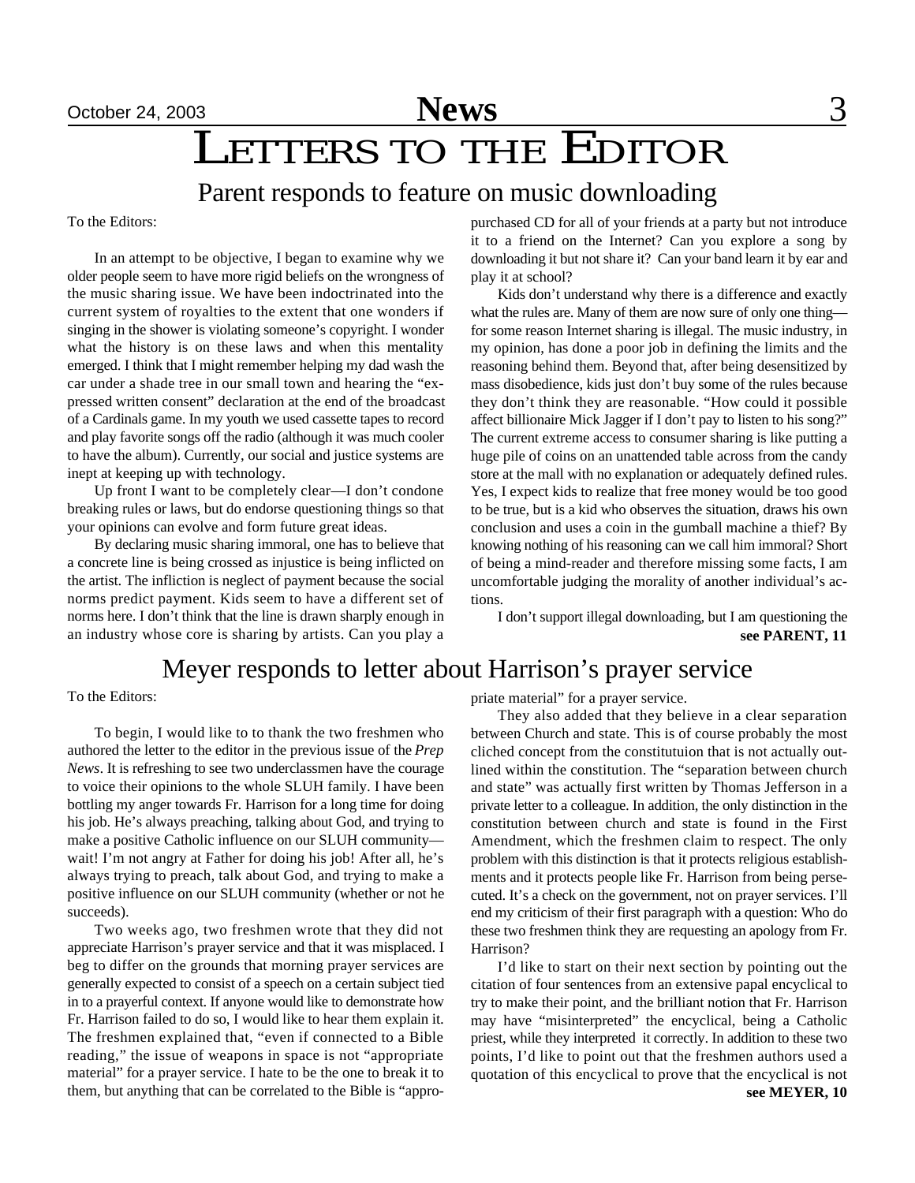# Letters to the Editor

## Parent responds to feature on music downloading

To the Editors:

In an attempt to be objective, I began to examine why we older people seem to have more rigid beliefs on the wrongness of the music sharing issue. We have been indoctrinated into the current system of royalties to the extent that one wonders if singing in the shower is violating someone's copyright. I wonder what the history is on these laws and when this mentality emerged. I think that I might remember helping my dad wash the car under a shade tree in our small town and hearing the "expressed written consent" declaration at the end of the broadcast of a Cardinals game. In my youth we used cassette tapes to record and play favorite songs off the radio (although it was much cooler to have the album). Currently, our social and justice systems are inept at keeping up with technology.

Up front I want to be completely clear—I don't condone breaking rules or laws, but do endorse questioning things so that your opinions can evolve and form future great ideas.

By declaring music sharing immoral, one has to believe that a concrete line is being crossed as injustice is being inflicted on the artist. The infliction is neglect of payment because the social norms predict payment. Kids seem to have a different set of norms here. I don't think that the line is drawn sharply enough in an industry whose core is sharing by artists. Can you play a purchased CD for all of your friends at a party but not introduce it to a friend on the Internet? Can you explore a song by downloading it but not share it? Can your band learn it by ear and play it at school?

Kids don't understand why there is a difference and exactly what the rules are. Many of them are now sure of only one thing—for some reason Internet sharing is illegal. The music industry, in my opinion, has done a poor job in defining the limits and the reasoning behind them. Beyond that, after being desensitized by mass disobedience, kids just don't buy some of the rules because they don't think they are reasonable. "How could it possible affect billionaire Mick Jagger if I don't pay to listen to his song?" The current extreme access to consumer sharing is like putting a huge pile of coins on an unattended table across from the candy store at the mall with no explanation or adequately defined rules. Yes, I expect kids to realize that free money would be too good to be true, but is a kid who observes the situation, draws his own conclusion and uses a coin in the gumball machine a thief? By knowing nothing of his reasoning can we call him immoral? Short of being a mind-reader and therefore missing some facts, I am uncomfortable judging the morality of another individual's actions.

I don't support illegal downloading, but I am questioning the

**see PARENT, 11**

## Meyer responds to letter about Harrison's prayer service

To the Editors:

To begin, I would like to to thank the two freshmen who authored the letter to the editor in the previous issue of the *Prep News*. It is refreshing to see two underclassmen have the courage to voice their opinions to the whole SLUH family. I have been bottling my anger towards Fr. Harrison for a long time for doing his job. He's always preaching, talking about God, and trying to make a positive Catholic influence on our SLUH community—wait! I'm not angry at Father for doing his job! After all, he's always trying to preach, talk about God, and trying to make a positive influence on our SLUH community (whether or not he succeeds).

Two weeks ago, two freshmen wrote that they did not appreciate Harrison's prayer service and that it was misplaced. I beg to differ on the grounds that morning prayer services are generally expected to consist of a speech on a certain subject tied in to a prayerful context. If anyone would like to demonstrate how Fr. Harrison failed to do so, I would like to hear them explain it. The freshmen explained that, "even if connected to a Bible reading," the issue of weapons in space is not "appropriate material" for a prayer service. I hate to be the one to break it to them, but anything that can be correlated to the Bible is "appropriate material" for a prayer service.

They also added that they believe in a clear separation between Church and state. This is of course probably the most cliched concept from the constitutuion that is not actually outlined within the constitution. The "separation between church and state" was actually first written by Thomas Jefferson in a private letter to a colleague. In addition, the only distinction in the constitution between church and state is found in the First Amendment, which the freshmen claim to respect. The only problem with this distinction is that it protects religious establishments and it protects people like Fr. Harrison from being persecuted. It's a check on the government, not on prayer services. I'll end my criticism of their first paragraph with a question: Who do these two freshmen think they are requesting an apology from Fr. Harrison?

I'd like to start on their next section by pointing out the citation of four sentences from an extensive papal encyclical to try to make their point, and the brilliant notion that Fr. Harrison may have "misinterpreted" the encyclical, being a Catholic priest, while they interpreted it correctly. In addition to these two points, I'd like to point out that the freshmen authors used a quotation of this encyclical to prove that the encyclical is not

**see MEYER, 10**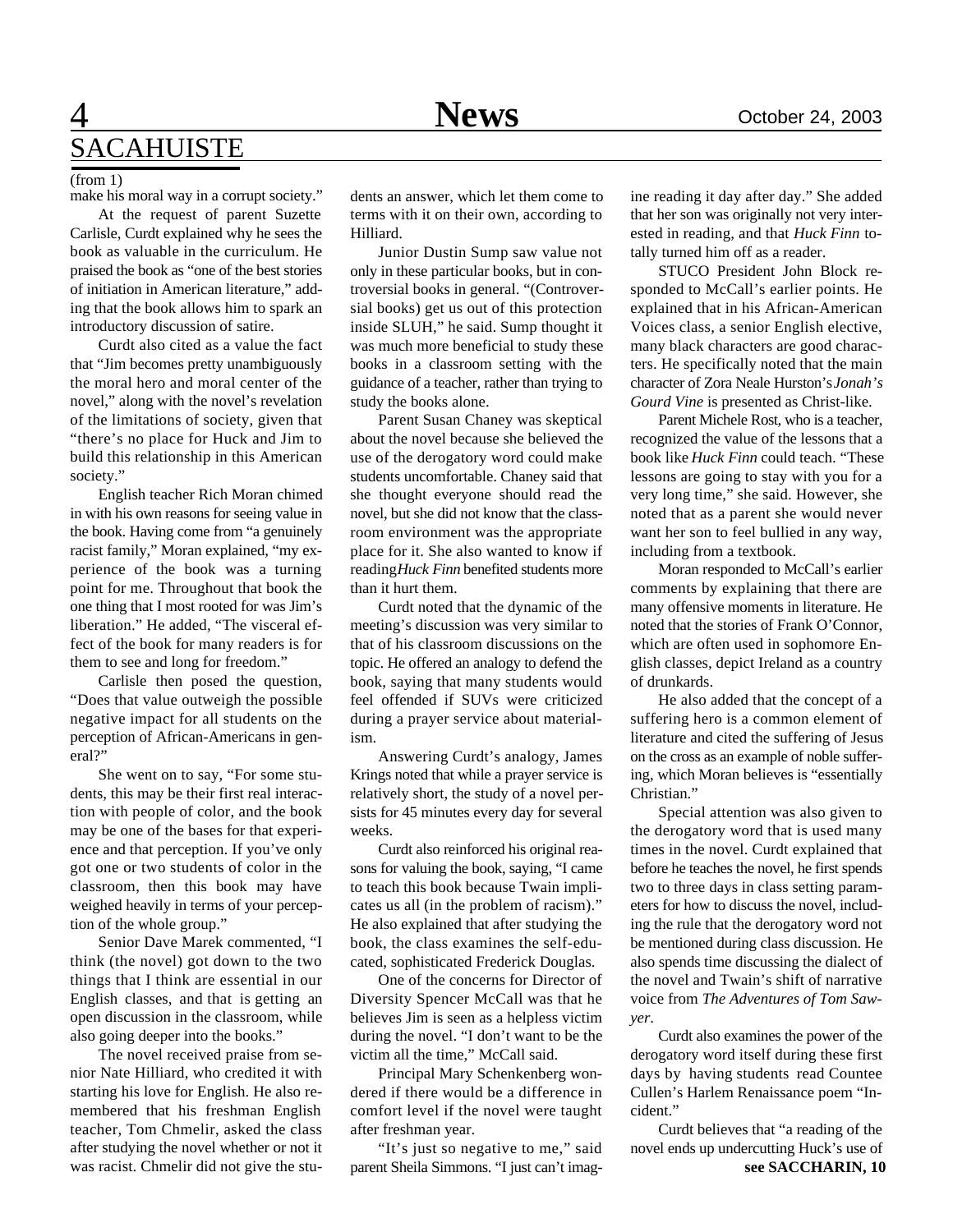# SACAHUISTE

(from 1)

make his moral way in a corrupt society."

At the request of parent Suzette Carlisle, Curdt explained why he sees the book as valuable in the curriculum. He praised the book as "one of the best stories of initiation in American literature," adding that the book allows him to spark an introductory discussion of satire.

Curdt also cited as a value the fact that "Jim becomes pretty unambiguously the moral hero and moral center of the novel," along with the novel's revelation of the limitations of society, given that "there's no place for Huck and Jim to build this relationship in this American society."

English teacher Rich Moran chimed in with his own reasons for seeing value in the book. Having come from "a genuinely racist family," Moran explained, "my experience of the book was a turning point for me. Throughout that book the one thing that I most rooted for was Jim's liberation." He added, "The visceral effect of the book for many readers is for them to see and long for freedom."

Carlisle then posed the question, "Does that value outweigh the possible negative impact for all students on the perception of African-Americans in general?"

She went on to say, "For some students, this may be their first real interaction with people of color, and the book may be one of the bases for that experience and that perception. If you've only got one or two students of color in the classroom, then this book may have weighed heavily in terms of your perception of the whole group."

Senior Dave Marek commented, "I think (the novel) got down to the two things that I think are essential in our English classes, and that is getting an open discussion in the classroom, while also going deeper into the books."

The novel received praise from senior Nate Hilliard, who credited it with starting his love for English. He also remembered that his freshman English teacher, Tom Chmelir, asked the class after studying the novel whether or not it was racist. Chmelir did not give the students an answer, which let them come to terms with it on their own, according to Hilliard.

Junior Dustin Sump saw value not only in these particular books, but in controversial books in general. "(Controversial books) get us out of this protection inside SLUH," he said. Sump thought it was much more beneficial to study these books in a classroom setting with the guidance of a teacher, rather than trying to study the books alone.

Parent Susan Chaney was skeptical about the novel because she believed the use of the derogatory word could make students uncomfortable. Chaney said that she thought everyone should read the novel, but she did not know that the classroom environment was the appropriate place for it. She also wanted to know if reading *Huck Finn* benefited students more than it hurt them.

Curdt noted that the dynamic of the meeting's discussion was very similar to that of his classroom discussions on the topic. He offered an analogy to defend the book, saying that many students would feel offended if SUVs were criticized during a prayer service about materialism.

Answering Curdt's analogy, James Krings noted that while a prayer service is relatively short, the study of a novel persists for 45 minutes every day for several weeks.

Curdt also reinforced his original reasons for valuing the book, saying, "I came to teach this book because Twain implicates us all (in the problem of racism)." He also explained that after studying the book, the class examines the self-educated, sophisticated Frederick Douglas.

One of the concerns for Director of Diversity Spencer McCall was that he believes Jim is seen as a helpless victim during the novel. "I don't want to be the victim all the time," McCall said.

Principal Mary Schenkenberg wondered if there would be a difference in comfort level if the novel were taught after freshman year.

"It's just so negative to me," said parent Sheila Simmons. "I just can't imagine reading it day after day." She added that her son was originally not very interested in reading, and that *Huck Finn* totally turned him off as a reader.

STUCO President John Block responded to McCall's earlier points. He explained that in his African-American Voices class, a senior English elective, many black characters are good characters. He specifically noted that the main character of Zora Neale Hurston's *Jonah's Gourd Vine* is presented as Christ-like.

Parent Michele Rost, who is a teacher, recognized the value of the lessons that a book like *Huck Finn* could teach. "These lessons are going to stay with you for a very long time," she said. However, she noted that as a parent she would never want her son to feel bullied in any way, including from a textbook.

Moran responded to McCall's earlier comments by explaining that there are many offensive moments in literature. He noted that the stories of Frank O'Connor, which are often used in sophomore English classes, depict Ireland as a country of drunkards.

He also added that the concept of a suffering hero is a common element of literature and cited the suffering of Jesus on the cross as an example of noble suffering, which Moran believes is "essentially Christian."

Special attention was also given to the derogatory word that is used many times in the novel. Curdt explained that before he teaches the novel, he first spends two to three days in class setting parameters for how to discuss the novel, including the rule that the derogatory word not be mentioned during class discussion. He also spends time discussing the dialect of the novel and Twain's shift of narrative voice from *The Adventures of Tom Sawyer*.

Curdt also examines the power of the derogatory word itself during these first days by having students read Countee Cullen's Harlem Renaissance poem "Incident."

Curdt believes that "a reading of the novel ends up undercutting Huck's use of

**see SACCHARIN, 10**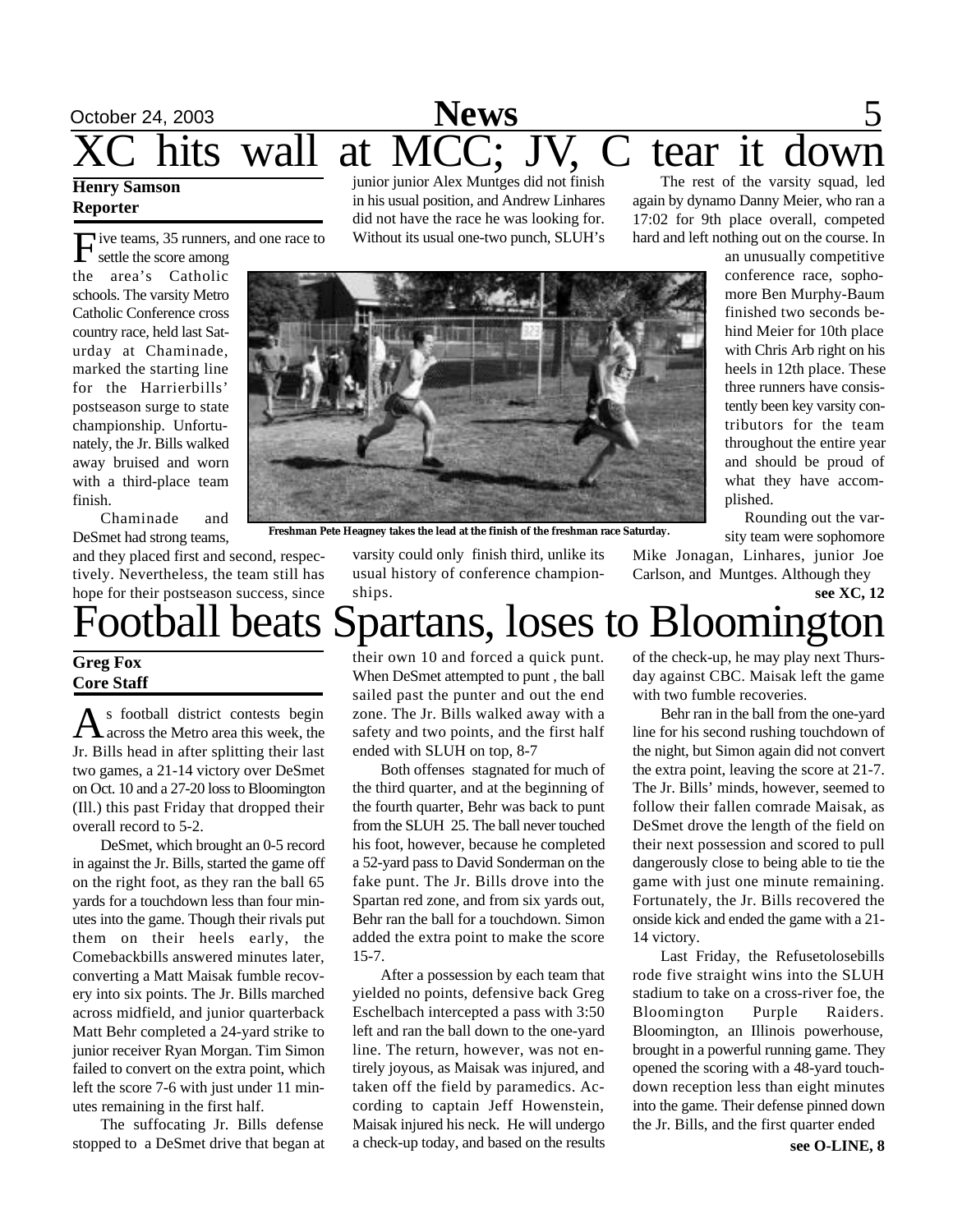# XC hits wall at MCC; JV, C tear it down

**Henry Samson**
**Reporter**

Five teams, 35 runners, and one race to settle the score among the area's Catholic schools. The varsity Metro Catholic Conference cross country race, held last Saturday at Chaminade, marked the starting line for the Harrierbills' postseason surge to state championship. Unfortunately, the Jr. Bills walked away bruised and worn with a third-place team finish.

Chaminade and DeSmet had strong teams, and they placed first and second, respectively. Nevertheless, the team still has hope for their postseason success, since junior junior Alex Muntges did not finish in his usual position, and Andrew Linhares did not have the race he was looking for. Without its usual one-two punch, SLUH's varsity could only finish third, unlike its usual history of conference championships.

The rest of the varsity squad, led again by dynamo Danny Meier, who ran a 17:02 for 9th place overall, competed hard and left nothing out on the course. In an unusually competitive conference race, sophomore Ben Murphy-Baum finished two seconds behind Meier for 10th place with Chris Arb right on his heels in 12th place. These three runners have consistently been key varsity contributors for the team throughout the entire year and should be proud of what they have accomplished.

Rounding out the varsity team were sophomore Mike Jonagan, Linhares, junior Joe Carlson, and Muntges. Although they

**see XC, 12**

**Freshman Pete Heagney takes the lead at the finish of the freshman race Saturday.**

# Football beats Spartans, loses to Bloomington

**Greg Fox**
**Core Staff**

As football district contests begin across the Metro area this week, the Jr. Bills head in after splitting their last two games, a 21-14 victory over DeSmet on Oct. 10 and a 27-20 loss to Bloomington (Ill.) this past Friday that dropped their overall record to 5-2.

DeSmet, which brought an 0-5 record in against the Jr. Bills, started the game off on the right foot, as they ran the ball 65 yards for a touchdown less than four minutes into the game. Though their rivals put them on their heels early, the Comebackbills answered minutes later, converting a Matt Maisak fumble recovery into six points. The Jr. Bills marched across midfield, and junior quarterback Matt Behr completed a 24-yard strike to junior receiver Ryan Morgan. Tim Simon failed to convert on the extra point, which left the score 7-6 with just under 11 minutes remaining in the first half.

The suffocating Jr. Bills defense stopped to a DeSmet drive that began at their own 10 and forced a quick punt. When DeSmet attempted to punt , the ball sailed past the punter and out the end zone. The Jr. Bills walked away with a safety and two points, and the first half ended with SLUH on top, 8-7

Both offenses stagnated for much of the third quarter, and at the beginning of the fourth quarter, Behr was back to punt from the SLUH 25. The ball never touched his foot, however, because he completed a 52-yard pass to David Sonderman on the fake punt. The Jr. Bills drove into the Spartan red zone, and from six yards out, Behr ran the ball for a touchdown. Simon added the extra point to make the score 15-7.

After a possession by each team that yielded no points, defensive back Greg Eschelbach intercepted a pass with 3:50 left and ran the ball down to the one-yard line. The return, however, was not entirely joyous, as Maisak was injured, and taken off the field by paramedics. According to captain Jeff Howenstein, Maisak injured his neck. He will undergo a check-up today, and based on the results of the check-up, he may play next Thursday against CBC. Maisak left the game with two fumble recoveries.

Behr ran in the ball from the one-yard line for his second rushing touchdown of the night, but Simon again did not convert the extra point, leaving the score at 21-7. The Jr. Bills' minds, however, seemed to follow their fallen comrade Maisak, as DeSmet drove the length of the field on their next possession and scored to pull dangerously close to being able to tie the game with just one minute remaining. Fortunately, the Jr. Bills recovered the onside kick and ended the game with a 21-14 victory.

Last Friday, the Refusetolosebills rode five straight wins into the SLUH stadium to take on a cross-river foe, the Bloomington Purple Raiders. Bloomington, an Illinois powerhouse, brought in a powerful running game. They opened the scoring with a 48-yard touchdown reception less than eight minutes into the game. Their defense pinned down the Jr. Bills, and the first quarter ended

**see O-LINE, 8**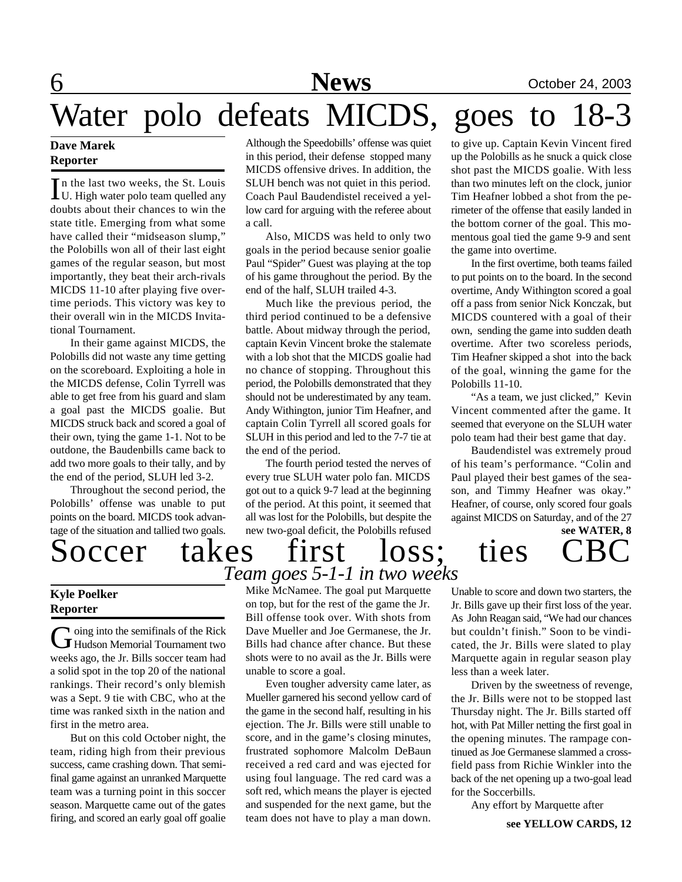# Water polo defeats MICDS, goes to 18-3

**Dave Marek**
**Reporter**

In the last two weeks, the St. Louis U. High water polo team quelled any doubts about their chances to win the state title. Emerging from what some have called their "midseason slump," the Polobills won all of their last eight games of the regular season, but most importantly, they beat their arch-rivals MICDS 11-10 after playing five overtime periods. This victory was key to their overall win in the MICDS Invitational Tournament.

In their game against MICDS, the Polobills did not waste any time getting on the scoreboard. Exploiting a hole in the MICDS defense, Colin Tyrrell was able to get free from his guard and slam a goal past the MICDS goalie. But MICDS struck back and scored a goal of their own, tying the game 1-1. Not to be outdone, the Baudenbills came back to add two more goals to their tally, and by the end of the period, SLUH led 3-2.

Throughout the second period, the Polobills' offense was unable to put points on the board. MICDS took advantage of the situation and tallied two goals. Although the Speedobills' offense was quiet in this period, their defense stopped many MICDS offensive drives. In addition, the SLUH bench was not quiet in this period. Coach Paul Baudendistel received a yellow card for arguing with the referee about a call.

Also, MICDS was held to only two goals in the period because senior goalie Paul "Spider" Guest was playing at the top of his game throughout the period. By the end of the half, SLUH trailed 4-3.

Much like the previous period, the third period continued to be a defensive battle. About midway through the period, captain Kevin Vincent broke the stalemate with a lob shot that the MICDS goalie had no chance of stopping. Throughout this period, the Polobills demonstrated that they should not be underestimated by any team. Andy Withington, junior Tim Heafner, and captain Colin Tyrrell all scored goals for SLUH in this period and led to the 7-7 tie at the end of the period.

The fourth period tested the nerves of every true SLUH water polo fan. MICDS got out to a quick 9-7 lead at the beginning of the period. At this point, it seemed that all was lost for the Polobills, but despite the new two-goal deficit, the Polobills refused to give up. Captain Kevin Vincent fired up the Polobills as he snuck a quick close shot past the MICDS goalie. With less than two minutes left on the clock, junior Tim Heafner lobbed a shot from the perimeter of the offense that easily landed in the bottom corner of the goal. This momentous goal tied the game 9-9 and sent the game into overtime.

In the first overtime, both teams failed to put points on to the board. In the second overtime, Andy Withington scored a goal off a pass from senior Nick Konczak, but MICDS countered with a goal of their own, sending the game into sudden death overtime. After two scoreless periods, Tim Heafner skipped a shot into the back of the goal, winning the game for the Polobills 11-10.

"As a team, we just clicked," Kevin Vincent commented after the game. It seemed that everyone on the SLUH water polo team had their best game that day.

Baudendistel was extremely proud of his team's performance. "Colin and Paul played their best games of the season, and Timmy Heafner was okay." Heafner, of course, only scored four goals against MICDS on Saturday, and of the 27

**see WATER, 8**

# Soccer takes first loss; ties CBC

## *Team goes 5-1-1 in two weeks*

**Kyle Poelker**
**Reporter**

Going into the semifinals of the Rick Hudson Memorial Tournament two weeks ago, the Jr. Bills soccer team had a solid spot in the top 20 of the national rankings. Their record's only blemish was a Sept. 9 tie with CBC, who at the time was ranked sixth in the nation and first in the metro area.

But on this cold October night, the team, riding high from their previous success, came crashing down. That semifinal game against an unranked Marquette team was a turning point in this soccer season. Marquette came out of the gates firing, and scored an early goal off goalie Mike McNamee. The goal put Marquette on top, but for the rest of the game the Jr. Bill offense took over. With shots from Dave Mueller and Joe Germanese, the Jr. Bills had chance after chance. But these shots were to no avail as the Jr. Bills were unable to score a goal.

Even tougher adversity came later, as Mueller garnered his second yellow card of the game in the second half, resulting in his ejection. The Jr. Bills were still unable to score, and in the game's closing minutes, frustrated sophomore Malcolm DeBaun received a red card and was ejected for using foul language. The red card was a soft red, which means the player is ejected and suspended for the next game, but the team does not have to play a man down.

Unable to score and down two starters, the Jr. Bills gave up their first loss of the year. As John Reagan said, "We had our chances but couldn't finish." Soon to be vindicated, the Jr. Bills were slated to play Marquette again in regular season play less than a week later.

Driven by the sweetness of revenge, the Jr. Bills were not to be stopped last Thursday night. The Jr. Bills started off hot, with Pat Miller netting the first goal in the opening minutes. The rampage continued as Joe Germanese slammed a crossfield pass from Richie Winkler into the back of the net opening up a two-goal lead for the Soccerbills.

Any effort by Marquette after

**see YELLOW CARDS, 12**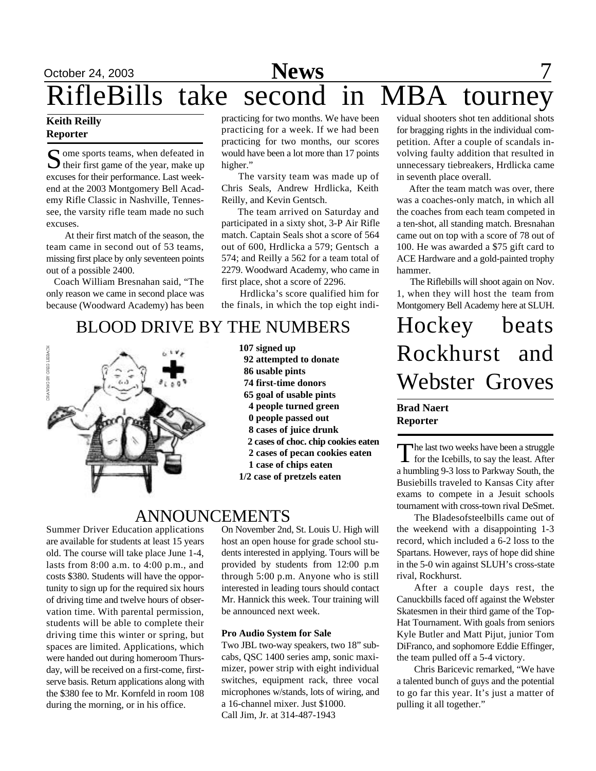# RifleBills take second in MBA tourney

**Keith Reilly**
**Reporter**

Some sports teams, when defeated in their first game of the year, make up excuses for their performance. Last weekend at the 2003 Montgomery Bell Academy Rifle Classic in Nashville, Tennessee, the varsity rifle team made no such excuses.

At their first match of the season, the team came in second out of 53 teams, missing first place by only seventeen points out of a possible 2400.

Coach William Bresnahan said, "The only reason we came in second place was because (Woodward Academy) has been practicing for two months. We have been practicing for a week. If we had been practicing for two months, our scores would have been a lot more than 17 points higher."

The varsity team was made up of Chris Seals, Andrew Hrdlicka, Keith Reilly, and Kevin Gentsch.

The team arrived on Saturday and participated in a sixty shot, 3-P Air Rifle match. Captain Seals shot a score of 564 out of 600, Hrdlicka a 579; Gentsch a 574; and Reilly a 562 for a team total of 2279. Woodward Academy, who came in first place, shot a score of 2296.

Hrdlicka's score qualified him for the finals, in which the top eight individual shooters shot ten additional shots for bragging rights in the individual competition. After a couple of scandals involving faulty addition that resulted in unnecessary tiebreakers, Hrdlicka came in seventh place overall.

After the team match was over, there was a coaches-only match, in which all the coaches from each team competed in a ten-shot, all standing match. Bresnahan came out on top with a score of 78 out of 100. He was awarded a $75 gift card to ACE Hardware and a gold-painted trophy hammer.

The Riflebills will shoot again on Nov. 1, when they will host the team from Montgomery Bell Academy here at SLUH.

## BLOOD DRIVE BY THE NUMBERS

DRAWING BY GREG LIEBACH

**107 signed up**
**92 attempted to donate**
**86 usable pints**
**74 first-time donors**
**65 goal of usable pints**
**4 people turned green**
**0 people passed out**
**8 cases of juice drunk**
**2 cases of choc. chip cookies eaten**
**2 cases of pecan cookies eaten**
**1 case of chips eaten**
**1/2 case of pretzels eaten**

## ANNOUNCEMENTS

Summer Driver Education applications are available for students at least 15 years old. The course will take place June 1-4, lasts from 8:00 a.m. to 4:00 p.m., and costs $380. Students will have the opportunity to sign up for the required six hours of driving time and twelve hours of observation time. With parental permission, students will be able to complete their driving time this winter or spring, but spaces are limited. Applications, which were handed out during homeroom Thursday, will be received on a first-come, first-serve basis. Return applications along with the $380 fee to Mr. Kornfeld in room 108 during the morning, or in his office.

On November 2nd, St. Louis U. High will host an open house for grade school students interested in applying. Tours will be provided by students from 12:00 p.m through 5:00 p.m. Anyone who is still interested in leading tours should contact Mr. Hannick this week. Tour training will be announced next week.

**Pro Audio System for Sale**

Two JBL two-way speakers, two 18" sub-cabs, QSC 1400 series amp, sonic maximizer, power strip with eight individual switches, equipment rack, three vocal microphones w/stands, lots of wiring, and a 16-channel mixer. Just $1000.
Call Jim, Jr. at 314-487-1943

# Hockey beats Rockhurst and Webster Groves

**Brad Naert**
**Reporter**

The last two weeks have been a struggle for the Icebills, to say the least. After a humbling 9-3 loss to Parkway South, the Busiebills traveled to Kansas City after exams to compete in a Jesuit schools tournament with cross-town rival DeSmet.

The Bladesofsteelbills came out of the weekend with a disappointing 1-3 record, which included a 6-2 loss to the Spartans. However, rays of hope did shine in the 5-0 win against SLUH's cross-state rival, Rockhurst.

After a couple days rest, the Canuckbills faced off against the Webster Skatesmen in their third game of the Top-Hat Tournament. With goals from seniors Kyle Butler and Matt Pijut, junior Tom DiFranco, and sophomore Eddie Effinger, the team pulled off a 5-4 victory.

Chris Baricevic remarked, "We have a talented bunch of guys and the potential to go far this year. It's just a matter of pulling it all together."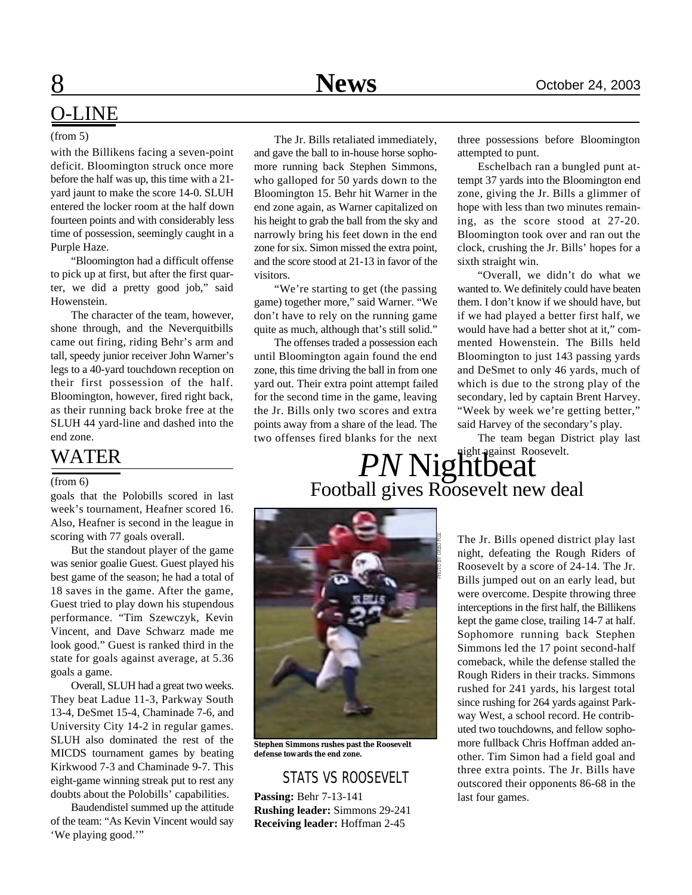## O-LINE

(from 5)

with the Billikens facing a seven-point deficit. Bloomington struck once more before the half was up, this time with a 21-yard jaunt to make the score 14-0. SLUH entered the locker room at the half down fourteen points and with considerably less time of possession, seemingly caught in a Purple Haze.

"Bloomington had a difficult offense to pick up at first, but after the first quarter, we did a pretty good job," said Howenstein.

The character of the team, however, shone through, and the Neverquitbills came out firing, riding Behr's arm and tall, speedy junior receiver John Warner's legs to a 40-yard touchdown reception on their first possession of the half. Bloomington, however, fired right back, as their running back broke free at the SLUH 44 yard-line and dashed into the end zone.

The Jr. Bills retaliated immediately, and gave the ball to in-house horse sophomore running back Stephen Simmons, who galloped for 50 yards down to the Bloomington 15. Behr hit Warner in the end zone again, as Warner capitalized on his height to grab the ball from the sky and narrowly bring his feet down in the end zone for six. Simon missed the extra point, and the score stood at 21-13 in favor of the visitors.

"We're starting to get (the passing game) together more," said Warner. "We don't have to rely on the running game quite as much, although that's still solid."

The offenses traded a possession each until Bloomington again found the end zone, this time driving the ball in from one yard out. Their extra point attempt failed for the second time in the game, leaving the Jr. Bills only two scores and extra points away from a share of the lead. The two offenses fired blanks for the next three possessions before Bloomington attempted to punt.

Eschelbach ran a bungled punt attempt 37 yards into the Bloomington end zone, giving the Jr. Bills a glimmer of hope with less than two minutes remaining, as the score stood at 27-20. Bloomington took over and ran out the clock, crushing the Jr. Bills' hopes for a sixth straight win.

"Overall, we didn't do what we wanted to. We definitely could have beaten them. I don't know if we should have, but if we had played a better first half, we would have had a better shot at it," commented Howenstein. The Bills held Bloomington to just 143 passing yards and DeSmet to only 46 yards, much of which is due to the strong play of the secondary, led by captain Brent Harvey. "Week by week we're getting better," said Harvey of the secondary's play.

The team began District play last night against Roosevelt.

## WATER

(from 6)

goals that the Polobills scored in last week's tournament, Heafner scored 16. Also, Heafner is second in the league in scoring with 77 goals overall.

But the standout player of the game was senior goalie Guest. Guest played his best game of the season; he had a total of 18 saves in the game. After the game, Guest tried to play down his stupendous performance. "Tim Szewczyk, Kevin Vincent, and Dave Schwarz made me look good." Guest is ranked third in the state for goals against average, at 5.36 goals a game.

Overall, SLUH had a great two weeks. They beat Ladue 11-3, Parkway South 13-4, DeSmet 15-4, Chaminade 7-6, and University City 14-2 in regular games. SLUH also dominated the rest of the MICDS tournament games by beating Kirkwood 7-3 and Chaminade 9-7. This eight-game winning streak put to rest any doubts about the Polobills' capabilities.

Baudendistel summed up the attitude of the team: "As Kevin Vincent would say 'We playing good.'"

## *PN* Nightbeat

### Football gives Roosevelt new deal

PHOTO BY GREG FOX

**Stephen Simmons rushes past the Roosevelt defense towards the end zone.**

The Jr. Bills opened district play last night, defeating the Rough Riders of Roosevelt by a score of 24-14. The Jr. Bills jumped out on an early lead, but were overcome. Despite throwing three interceptions in the first half, the Billikens kept the game close, trailing 14-7 at half. Sophomore running back Stephen Simmons led the 17 point second-half comeback, while the defense stalled the Rough Riders in their tracks. Simmons rushed for 241 yards, his largest total since rushing for 264 yards against Parkway West, a school record. He contributed two touchdowns, and fellow sophomore fullback Chris Hoffman added another. Tim Simon had a field goal and three extra points. The Jr. Bills have outscored their opponents 86-68 in the last four games.

### STATS VS ROOSEVELT

**Passing:** Behr 7-13-141
**Rushing leader:** Simmons 29-241
**Receiving leader:** Hoffman 2-45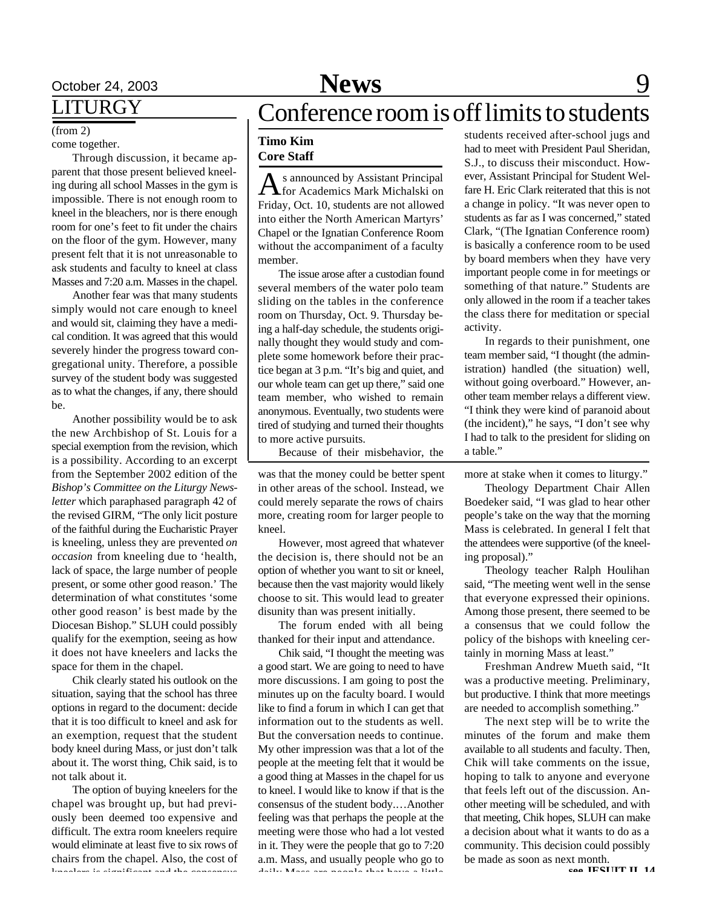# LITURGY

(from 2)

come together.

Through discussion, it became apparent that those present believed kneeling during all school Masses in the gym is impossible. There is not enough room to kneel in the bleachers, nor is there enough room for one's feet to fit under the chairs on the floor of the gym. However, many present felt that it is not unreasonable to ask students and faculty to kneel at class Masses and 7:20 a.m. Masses in the chapel.

Another fear was that many students simply would not care enough to kneel and would sit, claiming they have a medical condition. It was agreed that this would severely hinder the progress toward congregational unity. Therefore, a possible survey of the student body was suggested as to what the changes, if any, there should be.

Another possibility would be to ask the new Archbishop of St. Louis for a special exemption from the revision, which is a possibility. According to an excerpt from the September 2002 edition of the *Bishop's Committee on the Liturgy Newsletter* which paraphased paragraph 42 of the revised GIRM, "The only licit posture of the faithful during the Eucharistic Prayer is kneeling, unless they are prevented *on occasion* from kneeling due to 'health, lack of space, the large number of people present, or some other good reason.' The determination of what constitutes 'some other good reason' is best made by the Diocesan Bishop." SLUH could possibly qualify for the exemption, seeing as how it does not have kneelers and lacks the space for them in the chapel.

Chik clearly stated his outlook on the situation, saying that the school has three options in regard to the document: decide that it is too difficult to kneel and ask for an exemption, request that the student body kneel during Mass, or just don't talk about it. The worst thing, Chik said, is to not talk about it.

The option of buying kneelers for the chapel was brought up, but had previously been deemed too expensive and difficult. The extra room kneelers require would eliminate at least five to six rows of chairs from the chapel. Also, the cost of kneelers is significant and the consensus was that the money could be better spent in other areas of the school. Instead, we could merely separate the rows of chairs more, creating room for larger people to kneel.

However, most agreed that whatever the decision is, there should not be an option of whether you want to sit or kneel, because then the vast majority would likely choose to sit. This would lead to greater disunity than was present initially.

The forum ended with all being thanked for their input and attendance.

Chik said, "I thought the meeting was a good start. We are going to need to have more discussions. I am going to post the minutes up on the faculty board. I would like to find a forum in which I can get that information out to the students as well. But the conversation needs to continue. My other impression was that a lot of the people at the meeting felt that it would be a good thing at Masses in the chapel for us to kneel. I would like to know if that is the consensus of the student body.…Another feeling was that perhaps the people at the meeting were those who had a lot vested in it. They were the people that go to 7:20 a.m. Mass, and usually people who go to daily Mass are people that have a little more at stake when it comes to liturgy."

Theology Department Chair Allen Boedeker said, "I was glad to hear other people's take on the way that the morning Mass is celebrated. In general I felt that the attendees were supportive (of the kneeling proposal)."

Theology teacher Ralph Houlihan said, "The meeting went well in the sense that everyone expressed their opinions. Among those present, there seemed to be a consensus that we could follow the policy of the bishops with kneeling certainly in morning Mass at least."

Freshman Andrew Mueth said, "It was a productive meeting. Preliminary, but productive. I think that more meetings are needed to accomplish something."

The next step will be to write the minutes of the forum and make them available to all students and faculty. Then, Chik will take comments on the issue, hoping to talk to anyone and everyone that feels left out of the discussion. Another meeting will be scheduled, and with that meeting, Chik hopes, SLUH can make a decision about what it wants to do as a community. This decision could possibly be made as soon as next month.

# Conference room is off limits to students

**Timo Kim**
**Core Staff**

As announced by Assistant Principal for Academics Mark Michalski on Friday, Oct. 10, students are not allowed into either the North American Martyrs' Chapel or the Ignatian Conference Room without the accompaniment of a faculty member.

The issue arose after a custodian found several members of the water polo team sliding on the tables in the conference room on Thursday, Oct. 9. Thursday being a half-day schedule, the students originally thought they would study and complete some homework before their practice began at 3 p.m. "It's big and quiet, and our whole team can get up there," said one team member, who wished to remain anonymous. Eventually, two students were tired of studying and turned their thoughts to more active pursuits.

Because of their misbehavior, the students received after-school jugs and had to meet with President Paul Sheridan, S.J., to discuss their misconduct. However, Assistant Principal for Student Welfare H. Eric Clark reiterated that this is not a change in policy. "It was never open to students as far as I was concerned," stated Clark, "(The Ignatian Conference room) is basically a conference room to be used by board members when they have very important people come in for meetings or something of that nature." Students are only allowed in the room if a teacher takes the class there for meditation or special activity.

In regards to their punishment, one team member said, "I thought (the administration) handled (the situation) well, without going overboard." However, another team member relays a different view. "I think they were kind of paranoid about (the incident)," he says, "I don't see why I had to talk to the president for sliding on a table."

see JESUIT II, 14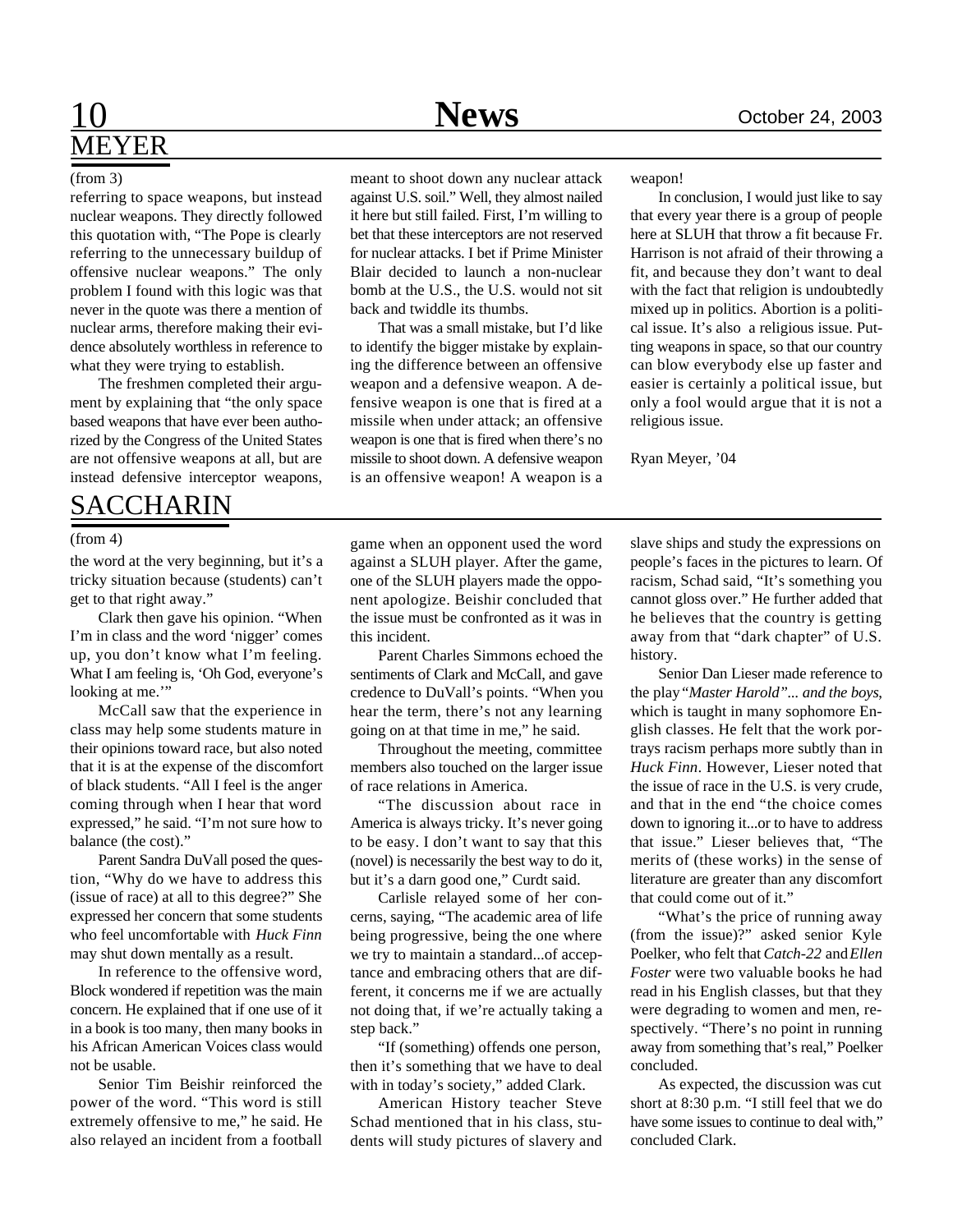## MEYER

(from 3)

referring to space weapons, but instead nuclear weapons. They directly followed this quotation with, "The Pope is clearly referring to the unnecessary buildup of offensive nuclear weapons." The only problem I found with this logic was that never in the quote was there a mention of nuclear arms, therefore making their evidence absolutely worthless in reference to what they were trying to establish.

The freshmen completed their argument by explaining that "the only space based weapons that have ever been authorized by the Congress of the United States are not offensive weapons at all, but are instead defensive interceptor weapons, meant to shoot down any nuclear attack against U.S. soil." Well, they almost nailed it here but still failed. First, I'm willing to bet that these interceptors are not reserved for nuclear attacks. I bet if Prime Minister Blair decided to launch a non-nuclear bomb at the U.S., the U.S. would not sit back and twiddle its thumbs.

That was a small mistake, but I'd like to identify the bigger mistake by explaining the difference between an offensive weapon and a defensive weapon. A defensive weapon is one that is fired at a missile when under attack; an offensive weapon is one that is fired when there's no missile to shoot down. A defensive weapon is an offensive weapon! A weapon is a weapon!

In conclusion, I would just like to say that every year there is a group of people here at SLUH that throw a fit because Fr. Harrison is not afraid of their throwing a fit, and because they don't want to deal with the fact that religion is undoubtedly mixed up in politics. Abortion is a political issue. It's also a religious issue. Putting weapons in space, so that our country can blow everybody else up faster and easier is certainly a political issue, but only a fool would argue that it is not a religious issue.

Ryan Meyer, '04

## SACCHARIN

(from 4)

the word at the very beginning, but it's a tricky situation because (students) can't get to that right away."

Clark then gave his opinion. "When I'm in class and the word 'nigger' comes up, you don't know what I'm feeling. What I am feeling is, 'Oh God, everyone's looking at me.'"

McCall saw that the experience in class may help some students mature in their opinions toward race, but also noted that it is at the expense of the discomfort of black students. "All I feel is the anger coming through when I hear that word expressed," he said. "I'm not sure how to balance (the cost)."

Parent Sandra DuVall posed the question, "Why do we have to address this (issue of race) at all to this degree?" She expressed her concern that some students who feel uncomfortable with *Huck Finn* may shut down mentally as a result.

In reference to the offensive word, Block wondered if repetition was the main concern. He explained that if one use of it in a book is too many, then many books in his African American Voices class would not be usable.

Senior Tim Beishir reinforced the power of the word. "This word is still extremely offensive to me," he said. He also relayed an incident from a football game when an opponent used the word against a SLUH player. After the game, one of the SLUH players made the opponent apologize. Beishir concluded that the issue must be confronted as it was in this incident.

Parent Charles Simmons echoed the sentiments of Clark and McCall, and gave credence to DuVall's points. "When you hear the term, there's not any learning going on at that time in me," he said.

Throughout the meeting, committee members also touched on the larger issue of race relations in America.

"The discussion about race in America is always tricky. It's never going to be easy. I don't want to say that this (novel) is necessarily the best way to do it, but it's a darn good one," Curdt said.

Carlisle relayed some of her concerns, saying, "The academic area of life being progressive, being the one where we try to maintain a standard...of acceptance and embracing others that are different, it concerns me if we are actually not doing that, if we're actually taking a step back."

"If (something) offends one person, then it's something that we have to deal with in today's society," added Clark.

American History teacher Steve Schad mentioned that in his class, students will study pictures of slavery and slave ships and study the expressions on people's faces in the pictures to learn. Of racism, Schad said, "It's something you cannot gloss over." He further added that he believes that the country is getting away from that "dark chapter" of U.S. history.

Senior Dan Lieser made reference to the play *"Master Harold"... and the boys*, which is taught in many sophomore English classes. He felt that the work portrays racism perhaps more subtly than in *Huck Finn*. However, Lieser noted that the issue of race in the U.S. is very crude, and that in the end "the choice comes down to ignoring it...or to have to address that issue." Lieser believes that, "The merits of (these works) in the sense of literature are greater than any discomfort that could come out of it."

"What's the price of running away (from the issue)?" asked senior Kyle Poelker, who felt that *Catch-22* and *Ellen Foster* were two valuable books he had read in his English classes, but that they were degrading to women and men, respectively. "There's no point in running away from something that's real," Poelker concluded.

As expected, the discussion was cut short at 8:30 p.m. "I still feel that we do have some issues to continue to deal with," concluded Clark.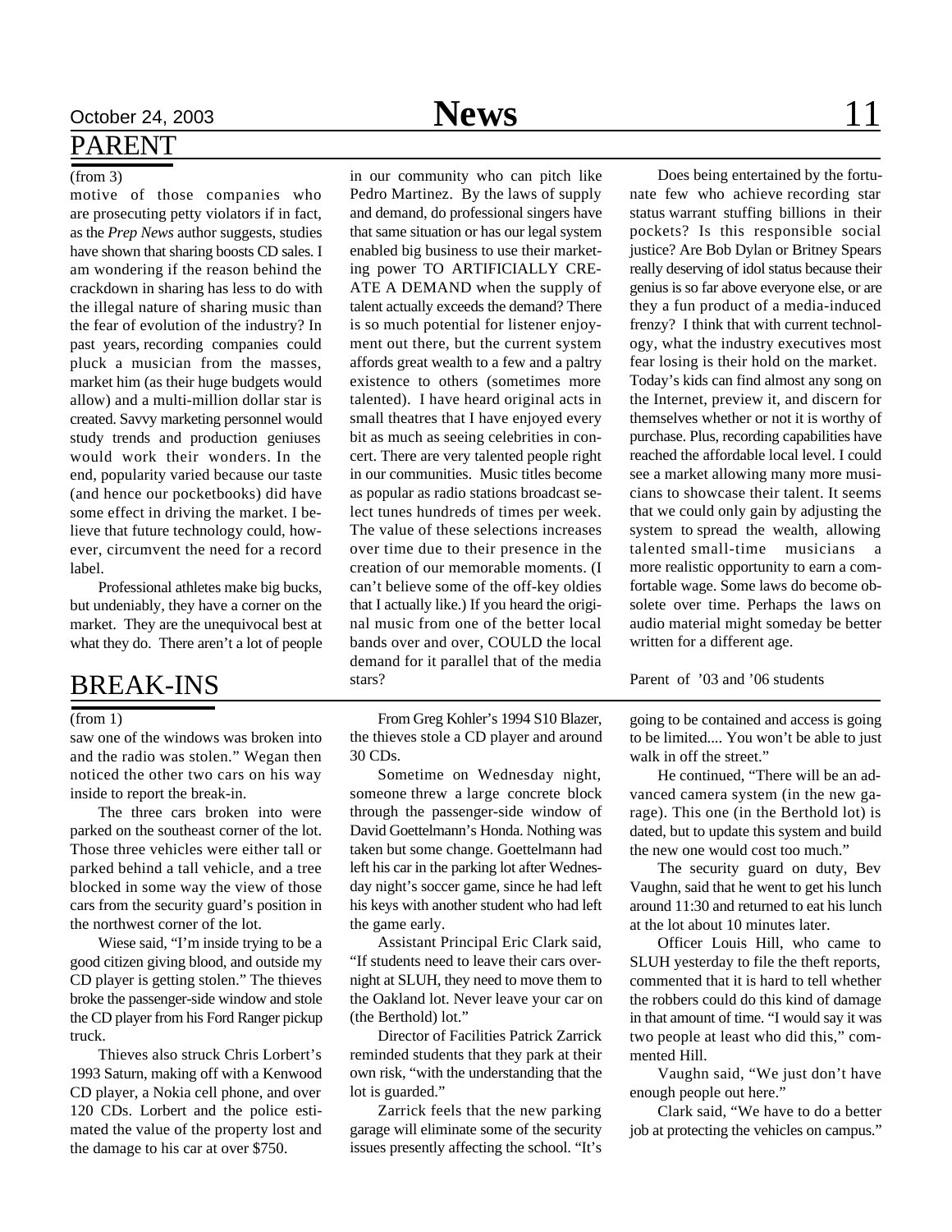## PARENT

(from 3)

motive of those companies who are prosecuting petty violators if in fact, as the *Prep News* author suggests, studies have shown that sharing boosts CD sales. I am wondering if the reason behind the crackdown in sharing has less to do with the illegal nature of sharing music than the fear of evolution of the industry? In past years, recording companies could pluck a musician from the masses, market him (as their huge budgets would allow) and a multi-million dollar star is created. Savvy marketing personnel would study trends and production geniuses would work their wonders. In the end, popularity varied because our taste (and hence our pocketbooks) did have some effect in driving the market. I believe that future technology could, however, circumvent the need for a record label.

Professional athletes make big bucks, but undeniably, they have a corner on the market. They are the unequivocal best at what they do. There aren't a lot of people in our community who can pitch like Pedro Martinez. By the laws of supply and demand, do professional singers have that same situation or has our legal system enabled big business to use their marketing power TO ARTIFICIALLY CREATE A DEMAND when the supply of talent actually exceeds the demand? There is so much potential for listener enjoyment out there, but the current system affords great wealth to a few and a paltry existence to others (sometimes more talented). I have heard original acts in small theatres that I have enjoyed every bit as much as seeing celebrities in concert. There are very talented people right in our communities. Music titles become as popular as radio stations broadcast select tunes hundreds of times per week. The value of these selections increases over time due to their presence in the creation of our memorable moments. (I can't believe some of the off-key oldies that I actually like.) If you heard the original music from one of the better local bands over and over, COULD the local demand for it parallel that of the media stars?

Does being entertained by the fortunate few who achieve recording star status warrant stuffing billions in their pockets? Is this responsible social justice? Are Bob Dylan or Britney Spears really deserving of idol status because their genius is so far above everyone else, or are they a fun product of a media-induced frenzy? I think that with current technology, what the industry executives most fear losing is their hold on the market. Today's kids can find almost any song on the Internet, preview it, and discern for themselves whether or not it is worthy of purchase. Plus, recording capabilities have reached the affordable local level. I could see a market allowing many more musicians to showcase their talent. It seems that we could only gain by adjusting the system to spread the wealth, allowing talented small-time musicians a more realistic opportunity to earn a comfortable wage. Some laws do become obsolete over time. Perhaps the laws on audio material might someday be better written for a different age.

Parent of '03 and '06 students

## BREAK-INS

(from 1)

saw one of the windows was broken into and the radio was stolen." Wegan then noticed the other two cars on his way inside to report the break-in.

The three cars broken into were parked on the southeast corner of the lot. Those three vehicles were either tall or parked behind a tall vehicle, and a tree blocked in some way the view of those cars from the security guard's position in the northwest corner of the lot.

Wiese said, "I'm inside trying to be a good citizen giving blood, and outside my CD player is getting stolen." The thieves broke the passenger-side window and stole the CD player from his Ford Ranger pickup truck.

Thieves also struck Chris Lorbert's 1993 Saturn, making off with a Kenwood CD player, a Nokia cell phone, and over 120 CDs. Lorbert and the police estimated the value of the property lost and the damage to his car at over $750.

From Greg Kohler's 1994 S10 Blazer, the thieves stole a CD player and around 30 CDs.

Sometime on Wednesday night, someone threw a large concrete block through the passenger-side window of David Goettelmann's Honda. Nothing was taken but some change. Goettelmann had left his car in the parking lot after Wednesday night's soccer game, since he had left his keys with another student who had left the game early.

Assistant Principal Eric Clark said, "If students need to leave their cars overnight at SLUH, they need to move them to the Oakland lot. Never leave your car on (the Berthold) lot."

Director of Facilities Patrick Zarrick reminded students that they park at their own risk, "with the understanding that the lot is guarded."

Zarrick feels that the new parking garage will eliminate some of the security issues presently affecting the school. "It's going to be contained and access is going to be limited.... You won't be able to just walk in off the street."

He continued, "There will be an advanced camera system (in the new garage). This one (in the Berthold lot) is dated, but to update this system and build the new one would cost too much."

The security guard on duty, Bev Vaughn, said that he went to get his lunch around 11:30 and returned to eat his lunch at the lot about 10 minutes later.

Officer Louis Hill, who came to SLUH yesterday to file the theft reports, commented that it is hard to tell whether the robbers could do this kind of damage in that amount of time. "I would say it was two people at least who did this," commented Hill.

Vaughn said, "We just don't have enough people out here."

Clark said, "We have to do a better job at protecting the vehicles on campus."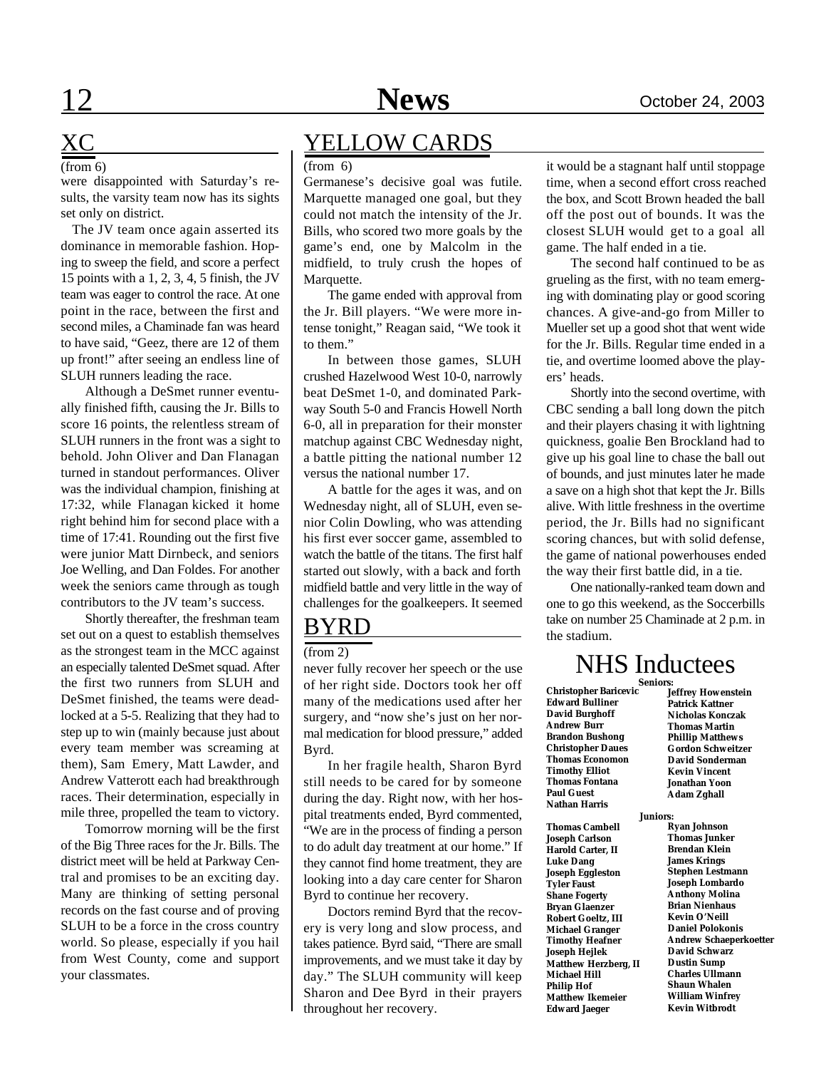## XC

(from 6)

were disappointed with Saturday's results, the varsity team now has its sights set only on district.

The JV team once again asserted its dominance in memorable fashion. Hoping to sweep the field, and score a perfect 15 points with a 1, 2, 3, 4, 5 finish, the JV team was eager to control the race. At one point in the race, between the first and second miles, a Chaminade fan was heard to have said, "Geez, there are 12 of them up front!" after seeing an endless line of SLUH runners leading the race.

Although a DeSmet runner eventually finished fifth, causing the Jr. Bills to score 16 points, the relentless stream of SLUH runners in the front was a sight to behold. John Oliver and Dan Flanagan turned in standout performances. Oliver was the individual champion, finishing at 17:32, while Flanagan kicked it home right behind him for second place with a time of 17:41. Rounding out the first five were junior Matt Dirnbeck, and seniors Joe Welling, and Dan Foldes. For another week the seniors came through as tough contributors to the JV team's success.

Shortly thereafter, the freshman team set out on a quest to establish themselves as the strongest team in the MCC against an especially talented DeSmet squad. After the first two runners from SLUH and DeSmet finished, the teams were deadlocked at a 5-5. Realizing that they had to step up to win (mainly because just about every team member was screaming at them), Sam Emery, Matt Lawder, and Andrew Vatterott each had breakthrough races. Their determination, especially in mile three, propelled the team to victory.

Tomorrow morning will be the first of the Big Three races for the Jr. Bills. The district meet will be held at Parkway Central and promises to be an exciting day. Many are thinking of setting personal records on the fast course and of proving SLUH to be a force in the cross country world. So please, especially if you hail from West County, come and support your classmates.

## YELLOW CARDS

(from 6)

Germanese's decisive goal was futile. Marquette managed one goal, but they could not match the intensity of the Jr. Bills, who scored two more goals by the game's end, one by Malcolm in the midfield, to truly crush the hopes of Marquette.

The game ended with approval from the Jr. Bill players. "We were more intense tonight," Reagan said, "We took it to them."

In between those games, SLUH crushed Hazelwood West 10-0, narrowly beat DeSmet 1-0, and dominated Parkway South 5-0 and Francis Howell North 6-0, all in preparation for their monster matchup against CBC Wednesday night, a battle pitting the national number 12 versus the national number 17.

A battle for the ages it was, and on Wednesday night, all of SLUH, even senior Colin Dowling, who was attending his first ever soccer game, assembled to watch the battle of the titans. The first half started out slowly, with a back and forth midfield battle and very little in the way of challenges for the goalkeepers. It seemed it would be a stagnant half until stoppage time, when a second effort cross reached the box, and Scott Brown headed the ball off the post out of bounds. It was the closest SLUH would get to a goal all game. The half ended in a tie.

The second half continued to be as grueling as the first, with no team emerging with dominating play or good scoring chances. A give-and-go from Miller to Mueller set up a good shot that went wide for the Jr. Bills. Regular time ended in a tie, and overtime loomed above the players' heads.

Shortly into the second overtime, with CBC sending a ball long down the pitch and their players chasing it with lightning quickness, goalie Ben Brockland had to give up his goal line to chase the ball out of bounds, and just minutes later he made a save on a high shot that kept the Jr. Bills alive. With little freshness in the overtime period, the Jr. Bills had no significant scoring chances, but with solid defense, the game of national powerhouses ended the way their first battle did, in a tie.

One nationally-ranked team down and one to go this weekend, as the Soccerbills take on number 25 Chaminade at 2 p.m. in the stadium.

## BYRD

(from 2)

never fully recover her speech or the use of her right side. Doctors took her off many of the medications used after her surgery, and "now she's just on her normal medication for blood pressure," added Byrd.

In her fragile health, Sharon Byrd still needs to be cared for by someone during the day. Right now, with her hospital treatments ended, Byrd commented, "We are in the process of finding a person to do adult day treatment at our home." If they cannot find home treatment, they are looking into a day care center for Sharon Byrd to continue her recovery.

Doctors remind Byrd that the recovery is very long and slow process, and takes patience. Byrd said, "There are small improvements, and we must take it day by day." The SLUH community will keep Sharon and Dee Byrd in their prayers throughout her recovery.

## NHS Inductees

**Seniors:**

**Christopher Baricevic**
**Edward Bulliner**
**David Burghoff**
**Andrew Burr**
**Brandon Bushong**
**Christopher Daues**
**Thomas Economon**
**Timothy Elliot**
**Thomas Fontana**
**Paul Guest**
**Nathan Harris**
**Jeffrey Howenstein**
**Patrick Kattner**
**Nicholas Konczak**
**Thomas Martin**
**Phillip Matthews**
**Gordon Schweitzer**
**David Sonderman**
**Kevin Vincent**
**Jonathan Yoon**
**Adam Zghall**

**Juniors:**

**Thomas Cambell**
**Joseph Carlson**
**Harold Carter, II**
**Luke Dang**
**Joseph Eggleston**
**Tyler Faust**
**Shane Fogerty**
**Bryan Glaenzer**
**Robert Goeltz, III**
**Michael Granger**
**Timothy Heafner**
**Joseph Hejlek**
**Matthew Herzberg, II**
**Michael Hill**
**Philip Hof**
**Matthew Ikemeier**
**Edward Jaeger**
**Ryan Johnson**
**Thomas Junker**
**Brendan Klein**
**James Krings**
**Stephen Lestmann**
**Joseph Lombardo**
**Anthony Molina**
**Brian Nienhaus**
**Kevin O'Neill**
**Daniel Polokonis**
**Andrew Schaeperkoetter**
**David Schwarz**
**Dustin Sump**
**Charles Ullmann**
**Shaun Whalen**
**William Winfrey**
**Kevin Witbrodt**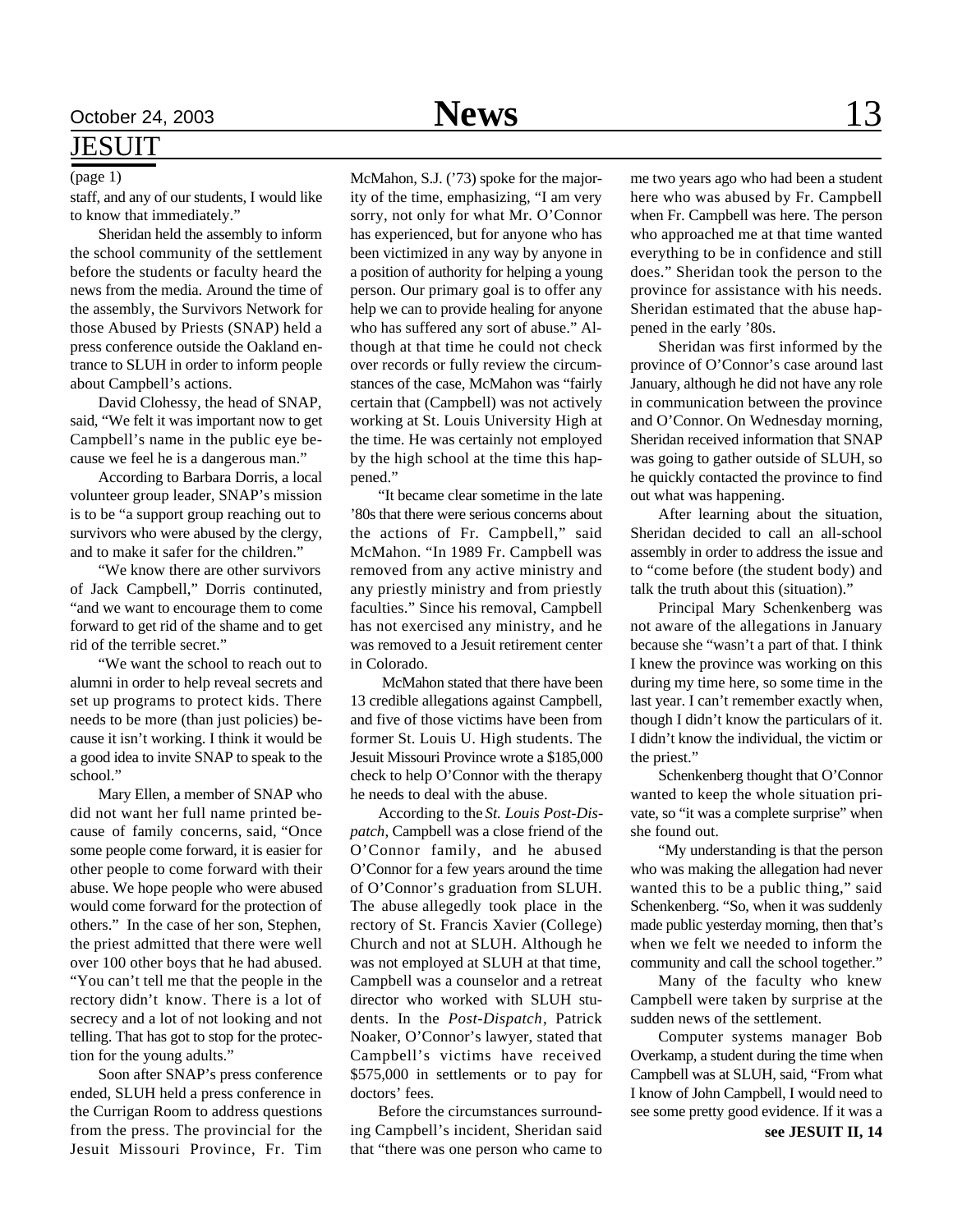## JESUIT

(page 1)

staff, and any of our students, I would like to know that immediately."

Sheridan held the assembly to inform the school community of the settlement before the students or faculty heard the news from the media. Around the time of the assembly, the Survivors Network for those Abused by Priests (SNAP) held a press conference outside the Oakland entrance to SLUH in order to inform people about Campbell's actions.

David Clohessy, the head of SNAP, said, "We felt it was important now to get Campbell's name in the public eye because we feel he is a dangerous man."

According to Barbara Dorris, a local volunteer group leader, SNAP's mission is to be "a support group reaching out to survivors who were abused by the clergy, and to make it safer for the children."

"We know there are other survivors of Jack Campbell," Dorris continued, "and we want to encourage them to come forward to get rid of the shame and to get rid of the terrible secret."

"We want the school to reach out to alumni in order to help reveal secrets and set up programs to protect kids. There needs to be more (than just policies) because it isn't working. I think it would be a good idea to invite SNAP to speak to the school."

Mary Ellen, a member of SNAP who did not want her full name printed because of family concerns, said, "Once some people come forward, it is easier for other people to come forward with their abuse. We hope people who were abused would come forward for the protection of others." In the case of her son, Stephen, the priest admitted that there were well over 100 other boys that he had abused. "You can't tell me that the people in the rectory didn't know. There is a lot of secrecy and a lot of not looking and not telling. That has got to stop for the protection for the young adults."

Soon after SNAP's press conference ended, SLUH held a press conference in the Currigan Room to address questions from the press. The provincial for the Jesuit Missouri Province, Fr. Tim McMahon, S.J. ('73) spoke for the majority of the time, emphasizing, "I am very sorry, not only for what Mr. O'Connor has experienced, but for anyone who has been victimized in any way by anyone in a position of authority for helping a young person. Our primary goal is to offer any help we can to provide healing for anyone who has suffered any sort of abuse." Although at that time he could not check over records or fully review the circumstances of the case, McMahon was "fairly certain that (Campbell) was not actively working at St. Louis University High at the time. He was certainly not employed by the high school at the time this happened."

"It became clear sometime in the late '80s that there were serious concerns about the actions of Fr. Campbell," said McMahon. "In 1989 Fr. Campbell was removed from any active ministry and any priestly ministry and from priestly faculties." Since his removal, Campbell has not exercised any ministry, and he was removed to a Jesuit retirement center in Colorado.

McMahon stated that there have been 13 credible allegations against Campbell, and five of those victims have been from former St. Louis U. High students. The Jesuit Missouri Province wrote a $185,000 check to help O'Connor with the therapy he needs to deal with the abuse.

According to the *St. Louis Post-Dispatch*, Campbell was a close friend of the O'Connor family, and he abused O'Connor for a few years around the time of O'Connor's graduation from SLUH. The abuse allegedly took place in the rectory of St. Francis Xavier (College) Church and not at SLUH. Although he was not employed at SLUH at that time, Campbell was a counselor and a retreat director who worked with SLUH students. In the *Post-Dispatch*, Patrick Noaker, O'Connor's lawyer, stated that Campbell's victims have received $575,000 in settlements or to pay for doctors' fees.

Before the circumstances surrounding Campbell's incident, Sheridan said that "there was one person who came to me two years ago who had been a student here who was abused by Fr. Campbell when Fr. Campbell was here. The person who approached me at that time wanted everything to be in confidence and still does." Sheridan took the person to the province for assistance with his needs. Sheridan estimated that the abuse happened in the early '80s.

Sheridan was first informed by the province of O'Connor's case around last January, although he did not have any role in communication between the province and O'Connor. On Wednesday morning, Sheridan received information that SNAP was going to gather outside of SLUH, so he quickly contacted the province to find out what was happening.

After learning about the situation, Sheridan decided to call an all-school assembly in order to address the issue and to "come before (the student body) and talk the truth about this (situation)."

Principal Mary Schenkenberg was not aware of the allegations in January because she "wasn't a part of that. I think I knew the province was working on this during my time here, so some time in the last year. I can't remember exactly when, though I didn't know the particulars of it. I didn't know the individual, the victim or the priest."

Schenkenberg thought that O'Connor wanted to keep the whole situation private, so "it was a complete surprise" when she found out.

"My understanding is that the person who was making the allegation had never wanted this to be a public thing," said Schenkenberg. "So, when it was suddenly made public yesterday morning, then that's when we felt we needed to inform the community and call the school together."

Many of the faculty who knew Campbell were taken by surprise at the sudden news of the settlement.

Computer systems manager Bob Overkamp, a student during the time when Campbell was at SLUH, said, "From what I know of John Campbell, I would need to see some pretty good evidence. If it was a

**see JESUIT II, 14**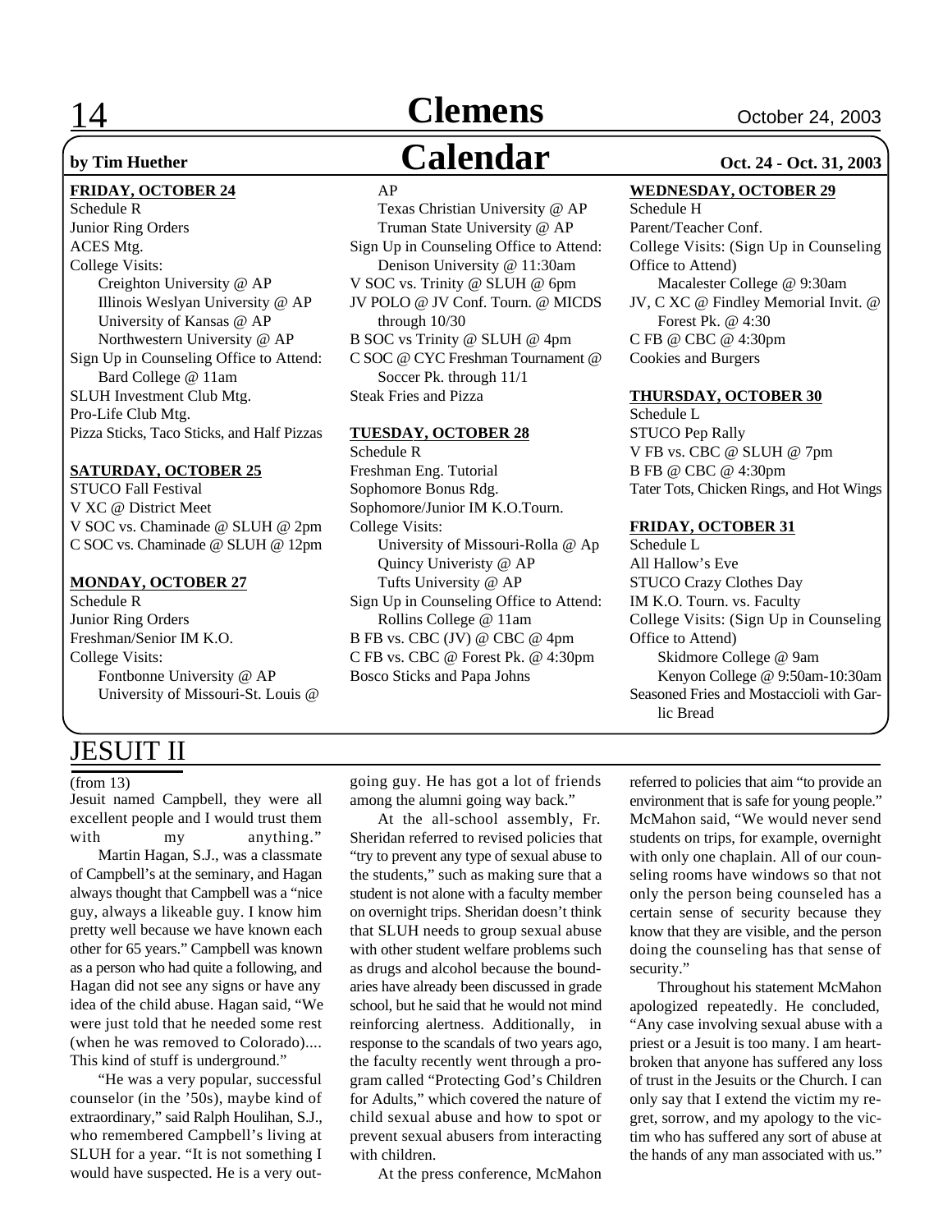# Clemens Calendar

**by Tim Huether** **Oct. 24 - Oct. 31, 2003**

**FRIDAY, OCTOBER 24**

Schedule R
Junior Ring Orders
ACES Mtg.
College Visits:
- Creighton University @ AP
- Illinois Weslyan University @ AP
- University of Kansas @ AP
- Northwestern University @ AP

Sign Up in Counseling Office to Attend:
- Bard College @ 11am

SLUH Investment Club Mtg.
Pro-Life Club Mtg.
Pizza Sticks, Taco Sticks, and Half Pizzas

**SATURDAY, OCTOBER 25**

STUCO Fall Festival
V XC @ District Meet
V SOC vs. Chaminade @ SLUH @ 2pm
C SOC vs. Chaminade @ SLUH @ 12pm

**MONDAY, OCTOBER 27**

Schedule R
Junior Ring Orders
Freshman/Senior IM K.O.
College Visits:
- Fontbonne University @ AP
- University of Missouri-St. Louis @ AP
- Texas Christian University @ AP
- Truman State University @ AP

Sign Up in Counseling Office to Attend:
- Denison University @ 11:30am

V SOC vs. Trinity @ SLUH @ 6pm
JV POLO @ JV Conf. Tourn. @ MICDS through 10/30
B SOC vs Trinity @ SLUH @ 4pm
C SOC @ CYC Freshman Tournament @ Soccer Pk. through 11/1
Steak Fries and Pizza

**TUESDAY, OCTOBER 28**

Schedule R
Freshman Eng. Tutorial
Sophomore Bonus Rdg.
Sophomore/Junior IM K.O.Tourn.
College Visits:
- University of Missouri-Rolla @ Ap
- Quincy Univeristy @ AP
- Tufts University @ AP

Sign Up in Counseling Office to Attend:
- Rollins College @ 11am

B FB vs. CBC (JV) @ CBC @ 4pm
C FB vs. CBC @ Forest Pk. @ 4:30pm
Bosco Sticks and Papa Johns

**WEDNESDAY, OCTOBER 29**

Schedule H
Parent/Teacher Conf.
College Visits: (Sign Up in Counseling Office to Attend)
- Macalester College @ 9:30am

JV, C XC @ Findley Memorial Invit. @ Forest Pk. @ 4:30
C FB @ CBC @ 4:30pm
Cookies and Burgers

**THURSDAY, OCTOBER 30**

Schedule L
STUCO Pep Rally
V FB vs. CBC @ SLUH @ 7pm
B FB @ CBC @ 4:30pm
Tater Tots, Chicken Rings, and Hot Wings

**FRIDAY, OCTOBER 31**

Schedule L
All Hallow's Eve
STUCO Crazy Clothes Day
IM K.O. Tourn. vs. Faculty
College Visits: (Sign Up in Counseling Office to Attend)
- Skidmore College @ 9am
- Kenyon College @ 9:50am-10:30am

Seasoned Fries and Mostaccioli with Garlic Bread

# JESUIT II

(from 13)

Jesuit named Campbell, they were all excellent people and I would trust them with my anything."

Martin Hagan, S.J., was a classmate of Campbell's at the seminary, and Hagan always thought that Campbell was a "nice guy, always a likeable guy. I know him pretty well because we have known each other for 65 years." Campbell was known as a person who had quite a following, and Hagan did not see any signs or have any idea of the child abuse. Hagan said, "We were just told that he needed some rest (when he was removed to Colorado).... This kind of stuff is underground."

"He was a very popular, successful counselor (in the '50s), maybe kind of extraordinary," said Ralph Houlihan, S.J., who remembered Campbell's living at SLUH for a year. "It is not something I would have suspected. He is a very outgoing guy. He has got a lot of friends among the alumni going way back."

At the all-school assembly, Fr. Sheridan referred to revised policies that "try to prevent any type of sexual abuse to the students," such as making sure that a student is not alone with a faculty member on overnight trips. Sheridan doesn't think that SLUH needs to group sexual abuse with other student welfare problems such as drugs and alcohol because the boundaries have already been discussed in grade school, but he said that he would not mind reinforcing alertness. Additionally, in response to the scandals of two years ago, the faculty recently went through a program called "Protecting God's Children for Adults," which covered the nature of child sexual abuse and how to spot or prevent sexual abusers from interacting with children.

At the press conference, McMahon referred to policies that aim "to provide an environment that is safe for young people." McMahon said, "We would never send students on trips, for example, overnight with only one chaplain. All of our counseling rooms have windows so that not only the person being counseled has a certain sense of security because they know that they are visible, and the person doing the counseling has that sense of security."

Throughout his statement McMahon apologized repeatedly. He concluded, "Any case involving sexual abuse with a priest or a Jesuit is too many. I am heartbroken that anyone has suffered any loss of trust in the Jesuits or the Church. I can only say that I extend the victim my regret, sorrow, and my apology to the victim who has suffered any sort of abuse at the hands of any man associated with us."